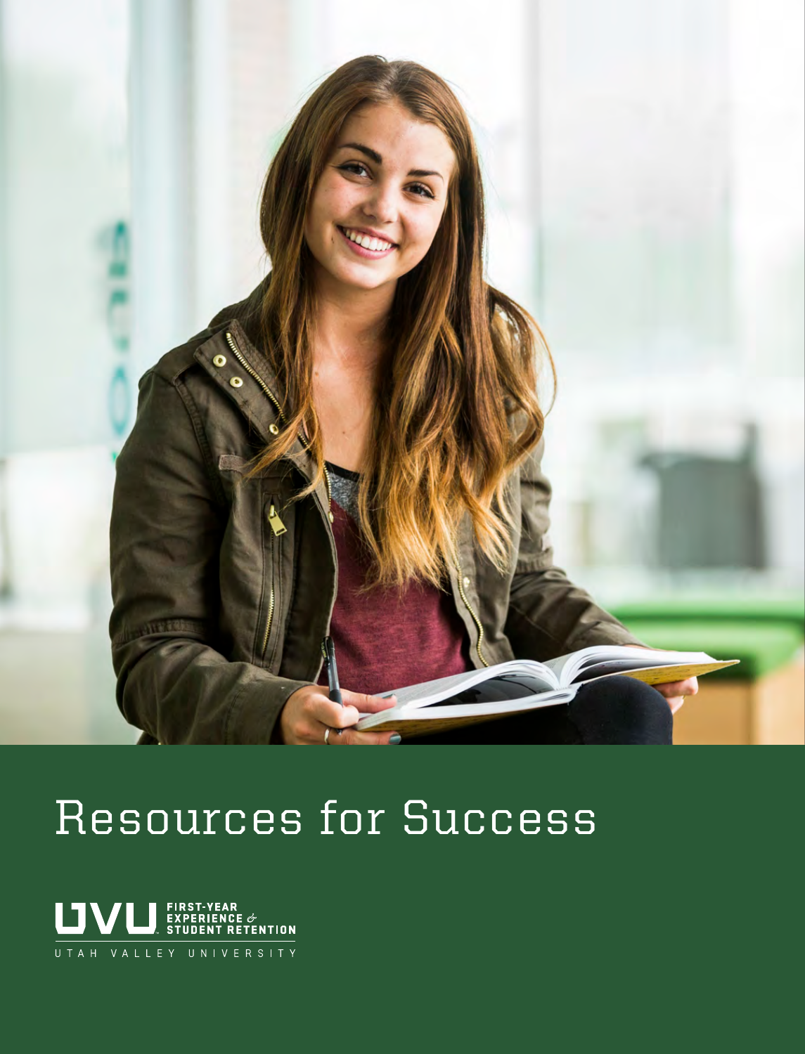# Resources for Success

UVU FIRST-YEAR EXPERIENCE & STUDENT RETENTION

UTAH VALLEY UNIVERSITY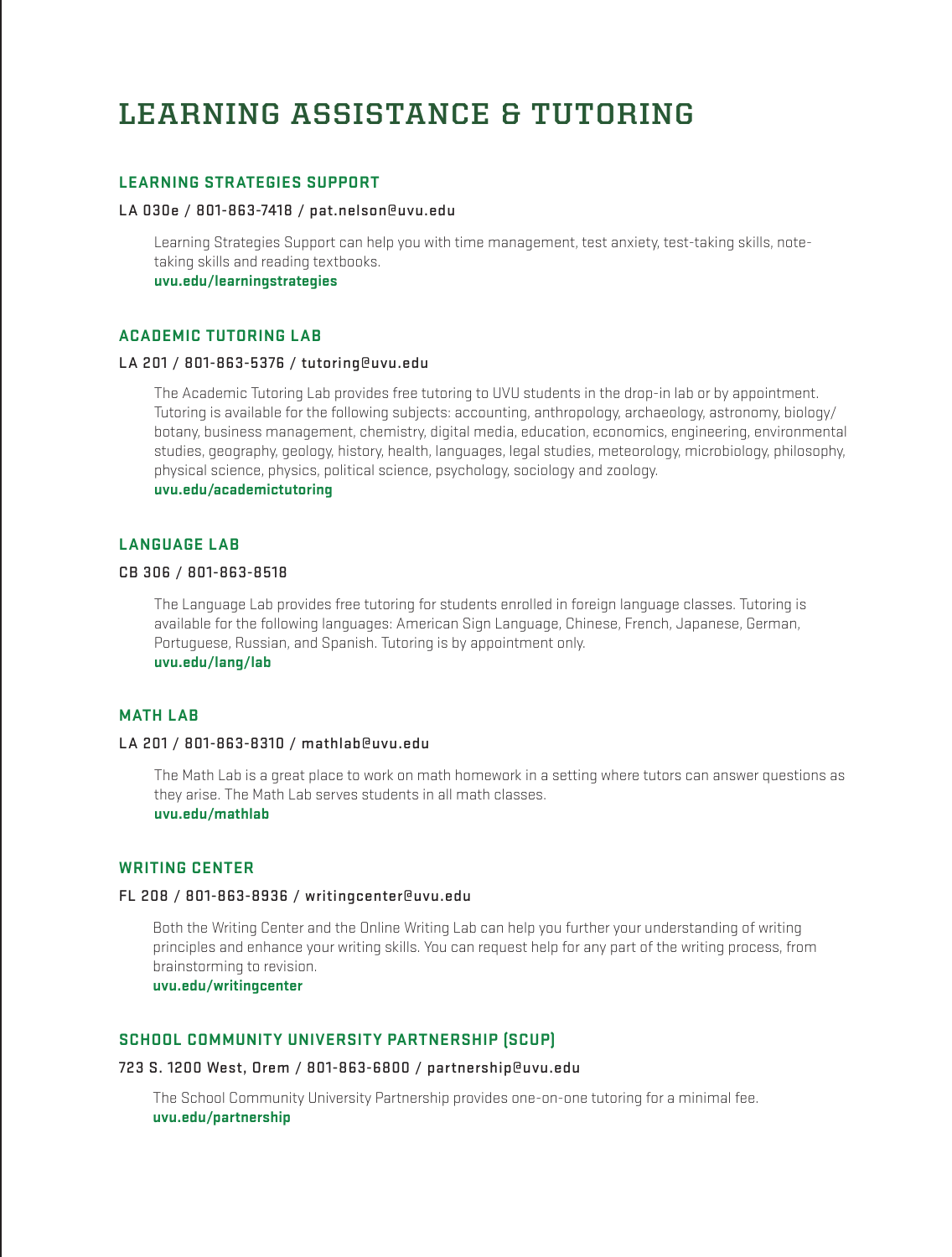# LEARNING ASSISTANCE & TUTORING

## LEARNING STRATEGIES SUPPORT

LA 030e / 801-863-7418 / pat.nelson@uvu.edu

Learning Strategies Support can help you with time management, test anxiety, test-taking skills, note-taking skills and reading textbooks.
**uvu.edu/learningstrategies**

## ACADEMIC TUTORING LAB

LA 201 / 801-863-5376 / tutoring@uvu.edu

The Academic Tutoring Lab provides free tutoring to UVU students in the drop-in lab or by appointment. Tutoring is available for the following subjects: accounting, anthropology, archaeology, astronomy, biology/botany, business management, chemistry, digital media, education, economics, engineering, environmental studies, geography, geology, history, health, languages, legal studies, meteorology, microbiology, philosophy, physical science, physics, political science, psychology, sociology and zoology.
**uvu.edu/academictutoring**

## LANGUAGE LAB

CB 306 / 801-863-8518

The Language Lab provides free tutoring for students enrolled in foreign language classes. Tutoring is available for the following languages: American Sign Language, Chinese, French, Japanese, German, Portuguese, Russian, and Spanish. Tutoring is by appointment only.
**uvu.edu/lang/lab**

## MATH LAB

LA 201 / 801-863-8310 / mathlab@uvu.edu

The Math Lab is a great place to work on math homework in a setting where tutors can answer questions as they arise. The Math Lab serves students in all math classes.
**uvu.edu/mathlab**

## WRITING CENTER

FL 208 / 801-863-8936 / writingcenter@uvu.edu

Both the Writing Center and the Online Writing Lab can help you further your understanding of writing principles and enhance your writing skills. You can request help for any part of the writing process, from brainstorming to revision.
**uvu.edu/writingcenter**

## SCHOOL COMMUNITY UNIVERSITY PARTNERSHIP (SCUP)

723 S. 1200 West, Orem / 801-863-6800 / partnership@uvu.edu

The School Community University Partnership provides one-on-one tutoring for a minimal fee.
**uvu.edu/partnership**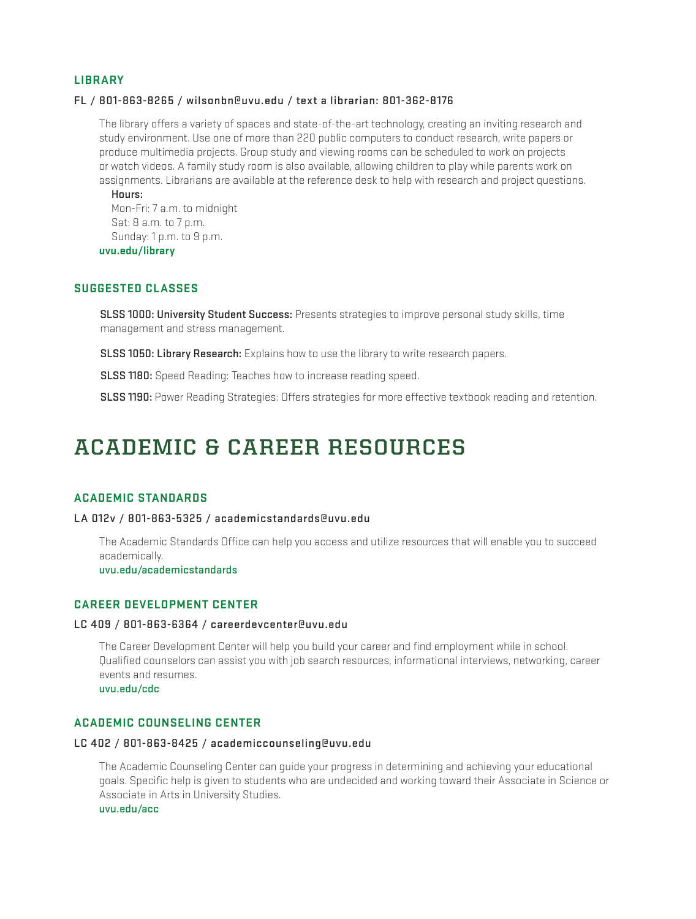### LIBRARY

**FL / 801-863-8265 / wilsonbn@uvu.edu / text a librarian: 801-362-8176**

The library offers a variety of spaces and state-of-the-art technology, creating an inviting research and study environment. Use one of more than 220 public computers to conduct research, write papers or produce multimedia projects. Group study and viewing rooms can be scheduled to work on projects or watch videos. A family study room is also available, allowing children to play while parents work on assignments. Librarians are available at the reference desk to help with research and project questions.

**Hours:**
Mon-Fri: 7 a.m. to midnight
Sat: 8 a.m. to 7 p.m.
Sunday: 1 p.m. to 9 p.m.

**uvu.edu/library**

### SUGGESTED CLASSES

**SLSS 1000: University Student Success:** Presents strategies to improve personal study skills, time management and stress management.

**SLSS 1050: Library Research:** Explains how to use the library to write research papers.

**SLSS 1180:** Speed Reading: Teaches how to increase reading speed.

**SLSS 1190:** Power Reading Strategies: Offers strategies for more effective textbook reading and retention.

# ACADEMIC & CAREER RESOURCES

### ACADEMIC STANDARDS

**LA 012v / 801-863-5325 / academicstandards@uvu.edu**

The Academic Standards Office can help you access and utilize resources that will enable you to succeed academically.

**uvu.edu/academicstandards**

### CAREER DEVELOPMENT CENTER

**LC 409 / 801-863-6364 / careerdevcenter@uvu.edu**

The Career Development Center will help you build your career and find employment while in school. Qualified counselors can assist you with job search resources, informational interviews, networking, career events and resumes.

**uvu.edu/cdc**

### ACADEMIC COUNSELING CENTER

**LC 402 / 801-863-8425 / academiccounseling@uvu.edu**

The Academic Counseling Center can guide your progress in determining and achieving your educational goals. Specific help is given to students who are undecided and working toward their Associate in Science or Associate in Arts in University Studies.

**uvu.edu/acc**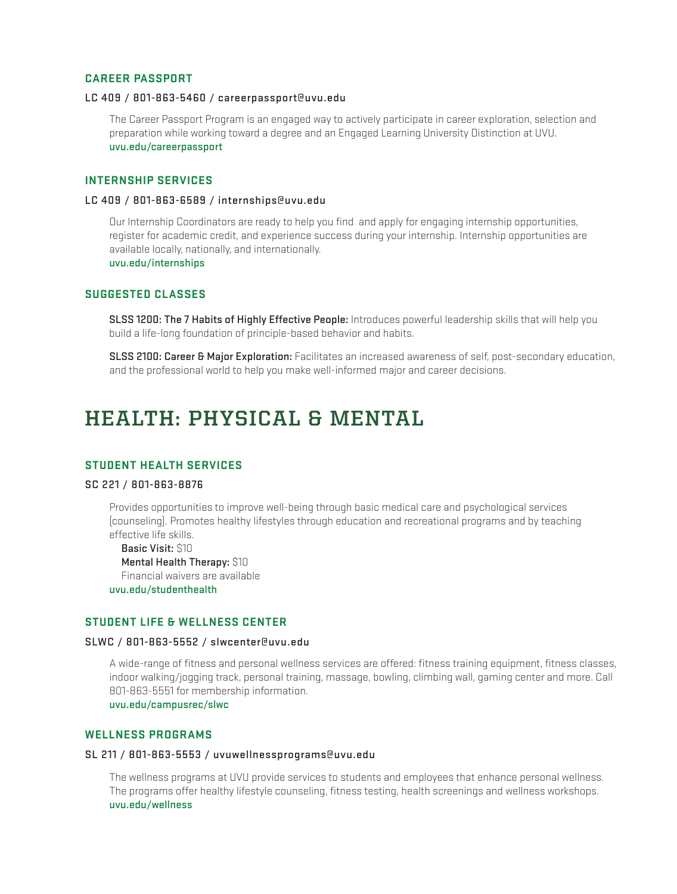### CAREER PASSPORT

**LC 409 / 801-863-5460 / careerpassport@uvu.edu**

The Career Passport Program is an engaged way to actively participate in career exploration, selection and preparation while working toward a degree and an Engaged Learning University Distinction at UVU.
uvu.edu/careerpassport

### INTERNSHIP SERVICES

**LC 409 / 801-863-6589 / internships@uvu.edu**

Our Internship Coordinators are ready to help you find and apply for engaging internship opportunities, register for academic credit, and experience success during your internship. Internship opportunities are available locally, nationally, and internationally.
uvu.edu/internships

### SUGGESTED CLASSES

**SLSS 1200: The 7 Habits of Highly Effective People:** Introduces powerful leadership skills that will help you build a life-long foundation of principle-based behavior and habits.

**SLSS 2100: Career & Major Exploration:** Facilitates an increased awareness of self, post-secondary education, and the professional world to help you make well-informed major and career decisions.

# HEALTH: PHYSICAL & MENTAL

### STUDENT HEALTH SERVICES

**SC 221 / 801-863-8876**

Provides opportunities to improve well-being through basic medical care and psychological services (counseling). Promotes healthy lifestyles through education and recreational programs and by teaching effective life skills.

**Basic Visit:** $10
**Mental Health Therapy:** $10
Financial waivers are available

uvu.edu/studenthealth

### STUDENT LIFE & WELLNESS CENTER

**SLWC / 801-863-5552 / slwcenter@uvu.edu**

A wide-range of fitness and personal wellness services are offered: fitness training equipment, fitness classes, indoor walking/jogging track, personal training, massage, bowling, climbing wall, gaming center and more. Call 801-863-5551 for membership information.
uvu.edu/campusrec/slwc

### WELLNESS PROGRAMS

**SL 211 / 801-863-5553 / uvuwellnessprograms@uvu.edu**

The wellness programs at UVU provide services to students and employees that enhance personal wellness. The programs offer healthy lifestyle counseling, fitness testing, health screenings and wellness workshops.
uvu.edu/wellness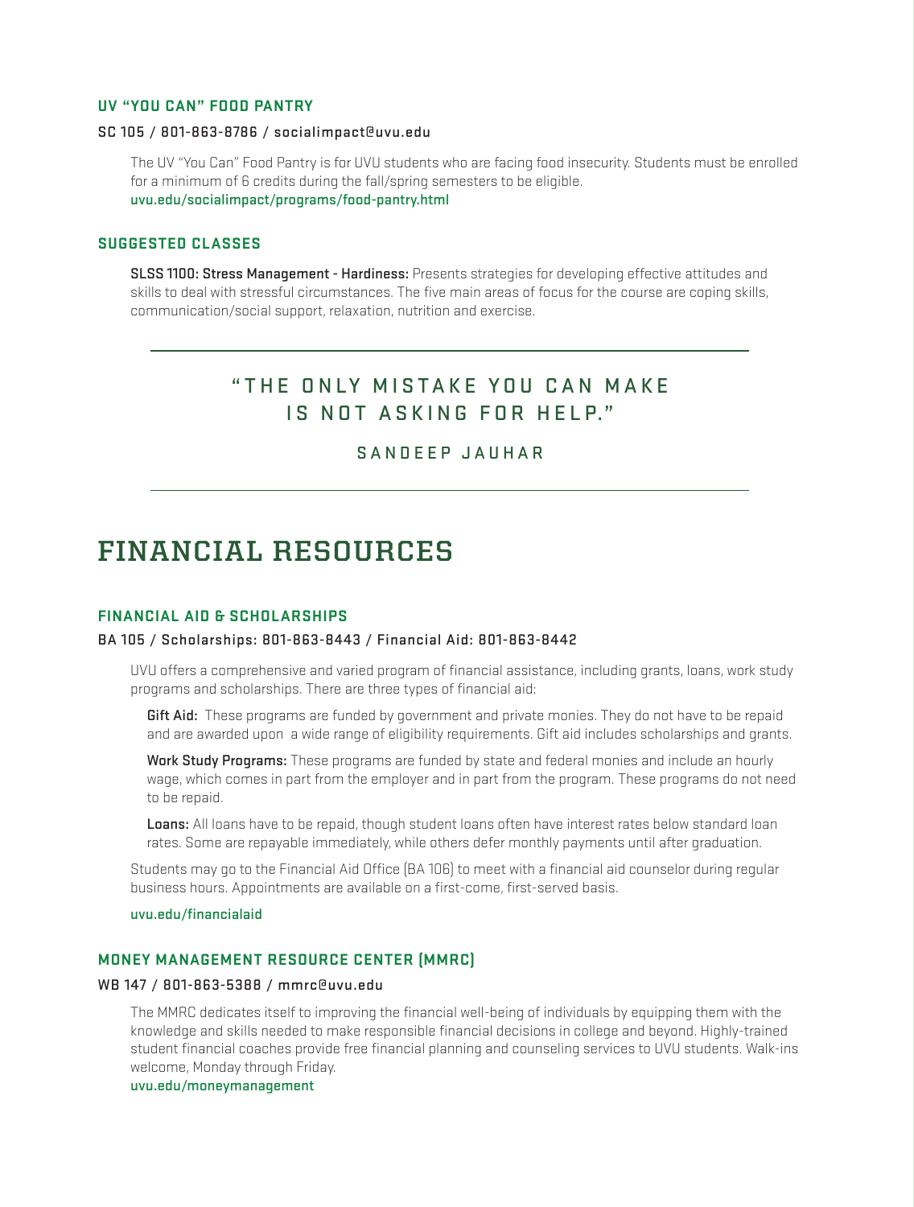### UV "YOU CAN" FOOD PANTRY

**SC 105 / 801-863-8786 / socialimpact@uvu.edu**

The UV "You Can" Food Pantry is for UVU students who are facing food insecurity. Students must be enrolled for a minimum of 6 credits during the fall/spring semesters to be eligible.
uvu.edu/socialimpact/programs/food-pantry.html

### SUGGESTED CLASSES

**SLSS 1100: Stress Management - Hardiness:** Presents strategies for developing effective attitudes and skills to deal with stressful circumstances. The five main areas of focus for the course are coping skills, communication/social support, relaxation, nutrition and exercise.

---

> "THE ONLY MISTAKE YOU CAN MAKE IS NOT ASKING FOR HELP."
>
> SANDEEP JAUHAR

---

# FINANCIAL RESOURCES

### FINANCIAL AID & SCHOLARSHIPS

**BA 105 / Scholarships: 801-863-8443 / Financial Aid: 801-863-8442**

UVU offers a comprehensive and varied program of financial assistance, including grants, loans, work study programs and scholarships. There are three types of financial aid:

**Gift Aid:** These programs are funded by government and private monies. They do not have to be repaid and are awarded upon a wide range of eligibility requirements. Gift aid includes scholarships and grants.

**Work Study Programs:** These programs are funded by state and federal monies and include an hourly wage, which comes in part from the employer and in part from the program. These programs do not need to be repaid.

**Loans:** All loans have to be repaid, though student loans often have interest rates below standard loan rates. Some are repayable immediately, while others defer monthly payments until after graduation.

Students may go to the Financial Aid Office (BA 106) to meet with a financial aid counselor during regular business hours. Appointments are available on a first-come, first-served basis.

uvu.edu/financialaid

### MONEY MANAGEMENT RESOURCE CENTER (MMRC)

**WB 147 / 801-863-5388 / mmrc@uvu.edu**

The MMRC dedicates itself to improving the financial well-being of individuals by equipping them with the knowledge and skills needed to make responsible financial decisions in college and beyond. Highly-trained student financial coaches provide free financial planning and counseling services to UVU students. Walk-ins welcome, Monday through Friday.
uvu.edu/moneymanagement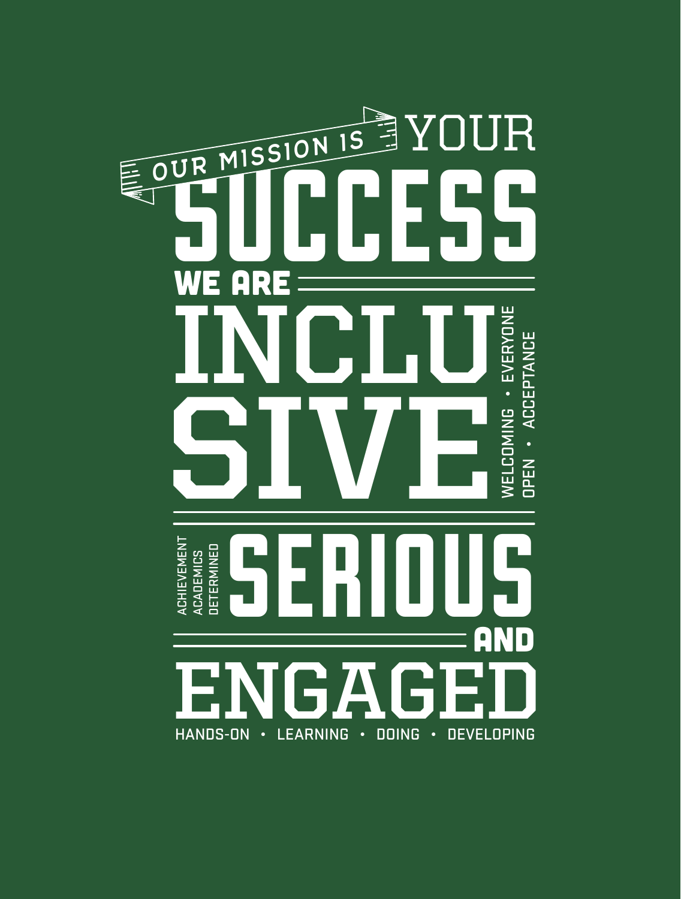# OUR MISSION IS YOUR SUCCESS

## WE ARE INCLUSIVE

WELCOMING • EVERYONE
OPEN • ACCEPTANCE

## SERIOUS

ACHIEVEMENT
ACADEMICS
DETERMINED

## AND ENGAGED

HANDS-ON • LEARNING • DOING • DEVELOPING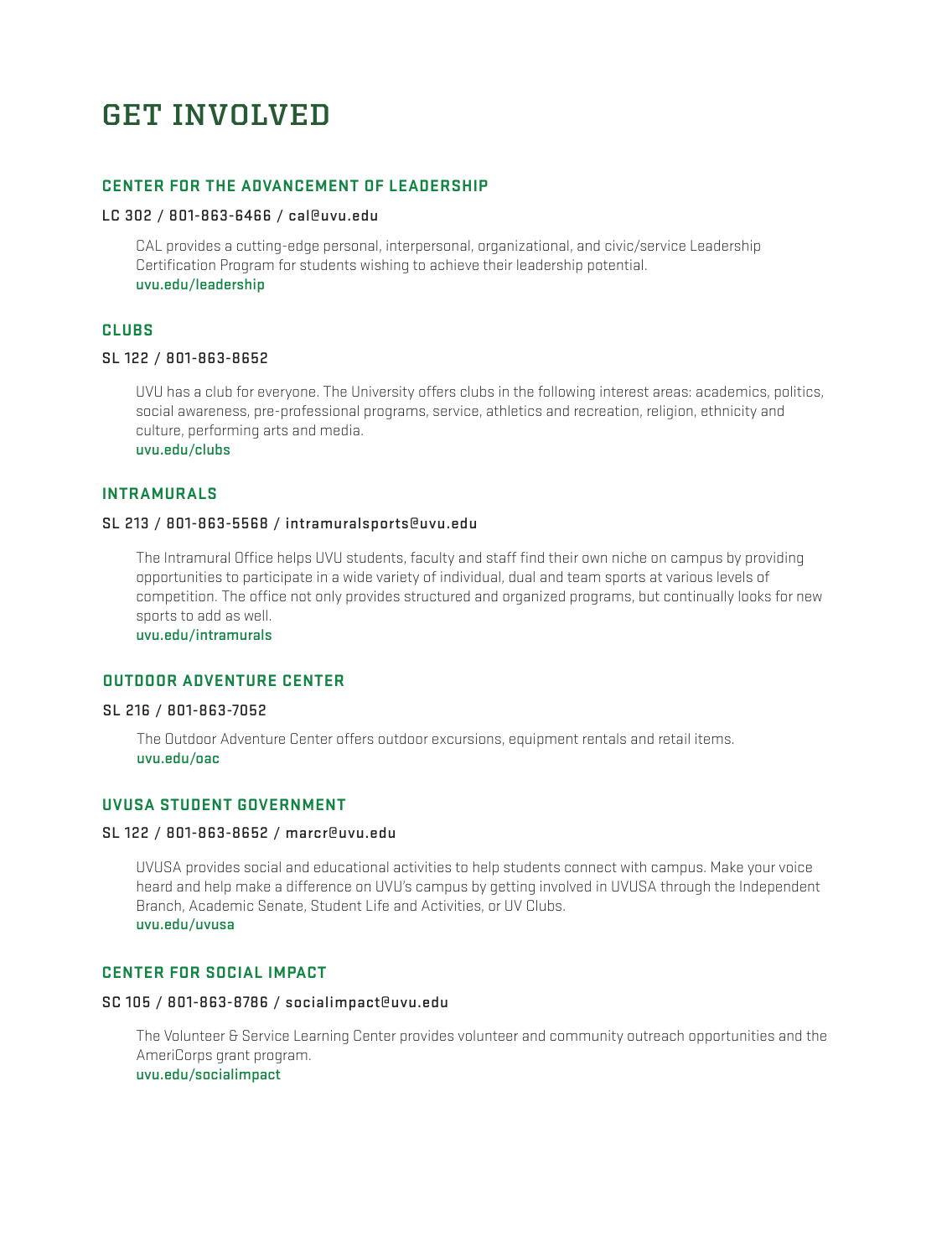# GET INVOLVED

## CENTER FOR THE ADVANCEMENT OF LEADERSHIP

**LC 302 / 801-863-6466 / cal@uvu.edu**

CAL provides a cutting-edge personal, interpersonal, organizational, and civic/service Leadership Certification Program for students wishing to achieve their leadership potential.
**uvu.edu/leadership**

## CLUBS

**SL 122 / 801-863-8652**

UVU has a club for everyone. The University offers clubs in the following interest areas: academics, politics, social awareness, pre-professional programs, service, athletics and recreation, religion, ethnicity and culture, performing arts and media.
**uvu.edu/clubs**

## INTRAMURALS

**SL 213 / 801-863-5568 / intramuralsports@uvu.edu**

The Intramural Office helps UVU students, faculty and staff find their own niche on campus by providing opportunities to participate in a wide variety of individual, dual and team sports at various levels of competition. The office not only provides structured and organized programs, but continually looks for new sports to add as well.
**uvu.edu/intramurals**

## OUTDOOR ADVENTURE CENTER

**SL 216 / 801-863-7052**

The Outdoor Adventure Center offers outdoor excursions, equipment rentals and retail items.
**uvu.edu/oac**

## UVUSA STUDENT GOVERNMENT

**SL 122 / 801-863-8652 / marcr@uvu.edu**

UVUSA provides social and educational activities to help students connect with campus. Make your voice heard and help make a difference on UVU's campus by getting involved in UVUSA through the Independent Branch, Academic Senate, Student Life and Activities, or UV Clubs.
**uvu.edu/uvusa**

## CENTER FOR SOCIAL IMPACT

**SC 105 / 801-863-8786 / socialimpact@uvu.edu**

The Volunteer & Service Learning Center provides volunteer and community outreach opportunities and the AmeriCorps grant program.
**uvu.edu/socialimpact**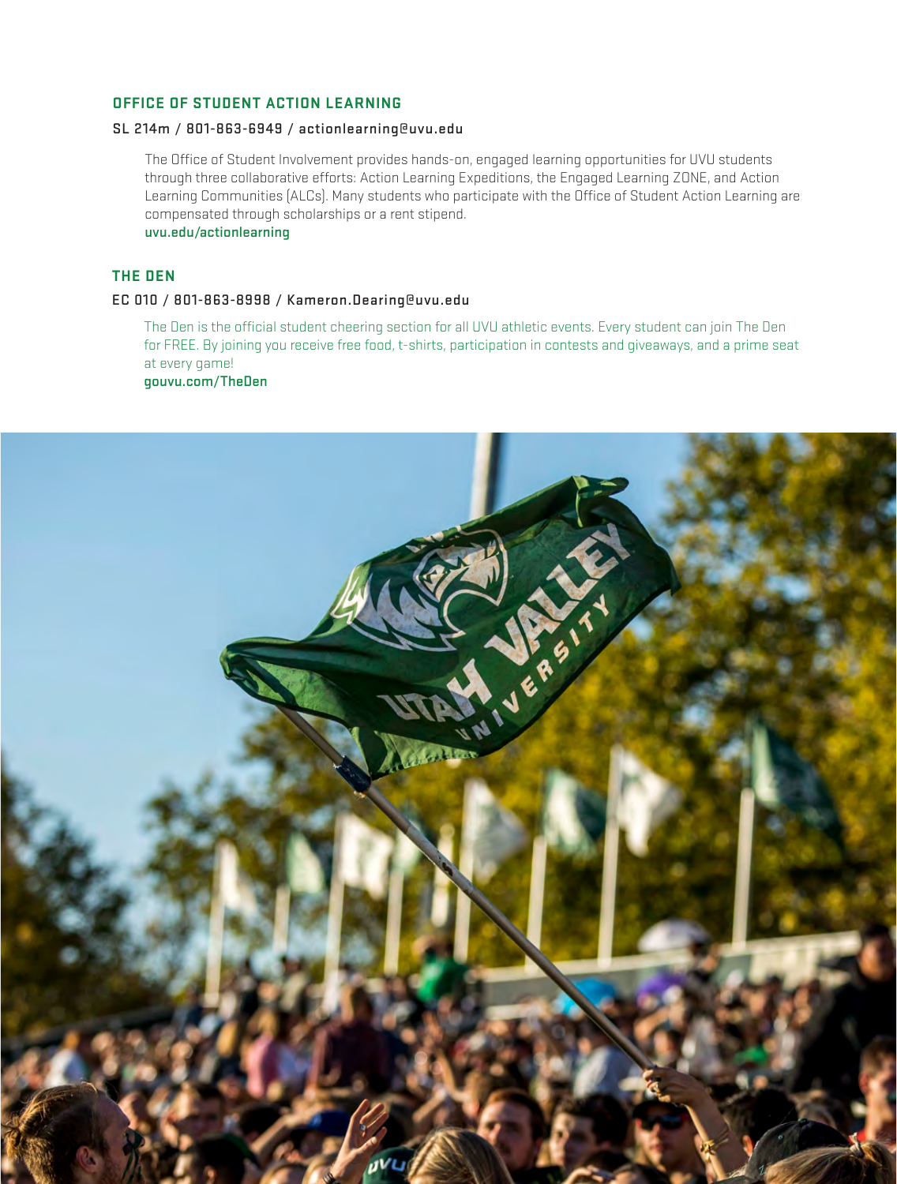## OFFICE OF STUDENT ACTION LEARNING

**SL 214m / 801-863-6949 / actionlearning@uvu.edu**

The Office of Student Involvement provides hands-on, engaged learning opportunities for UVU students through three collaborative efforts: Action Learning Expeditions, the Engaged Learning ZONE, and Action Learning Communities (ALCs). Many students who participate with the Office of Student Action Learning are compensated through scholarships or a rent stipend.
**uvu.edu/actionlearning**

## THE DEN

**EC 010 / 801-863-8998 / Kameron.Dearing@uvu.edu**

The Den is the official student cheering section for all UVU athletic events. Every student can join The Den for FREE. By joining you receive free food, t-shirts, participation in contests and giveaways, and a prime seat at every game!
**gouvu.com/TheDen**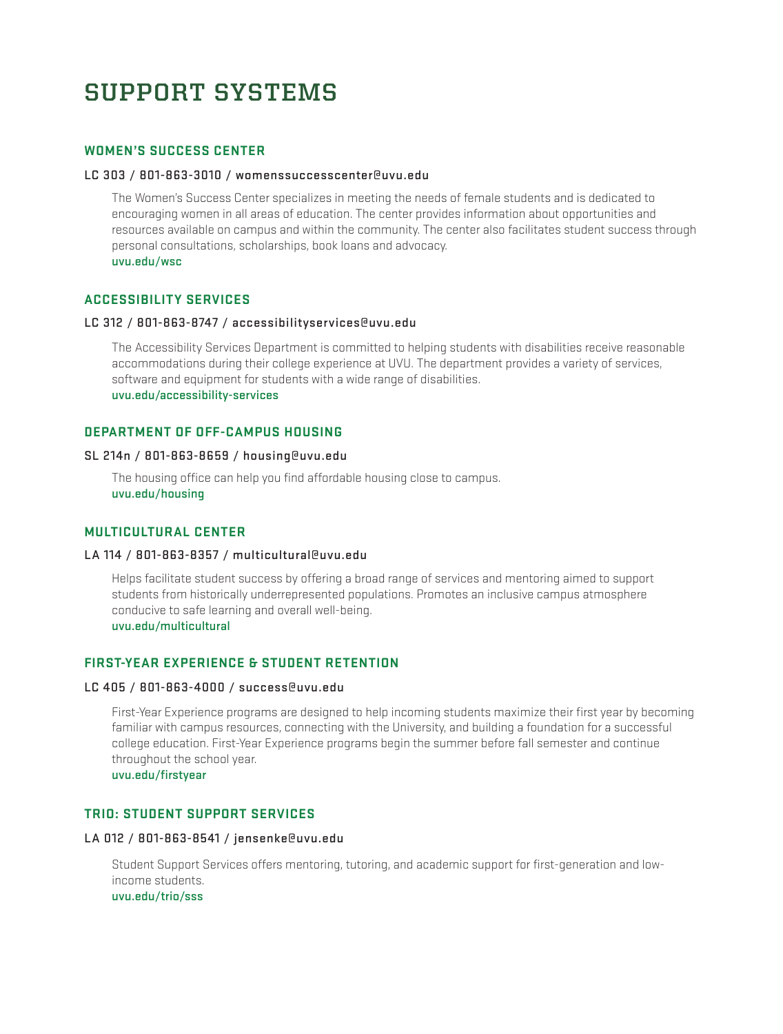# SUPPORT SYSTEMS

## WOMEN'S SUCCESS CENTER

**LC 303 / 801-863-3010 / womenssuccesscenter@uvu.edu**

The Women's Success Center specializes in meeting the needs of female students and is dedicated to encouraging women in all areas of education. The center provides information about opportunities and resources available on campus and within the community. The center also facilitates student success through personal consultations, scholarships, book loans and advocacy.
uvu.edu/wsc

## ACCESSIBILITY SERVICES

**LC 312 / 801-863-8747 / accessibilityservices@uvu.edu**

The Accessibility Services Department is committed to helping students with disabilities receive reasonable accommodations during their college experience at UVU. The department provides a variety of services, software and equipment for students with a wide range of disabilities.
uvu.edu/accessibility-services

## DEPARTMENT OF OFF-CAMPUS HOUSING

**SL 214n / 801-863-8659 / housing@uvu.edu**

The housing office can help you find affordable housing close to campus.
uvu.edu/housing

## MULTICULTURAL CENTER

**LA 114 / 801-863-8357 / multicultural@uvu.edu**

Helps facilitate student success by offering a broad range of services and mentoring aimed to support students from historically underrepresented populations. Promotes an inclusive campus atmosphere conducive to safe learning and overall well-being.
uvu.edu/multicultural

## FIRST-YEAR EXPERIENCE & STUDENT RETENTION

**LC 405 / 801-863-4000 / success@uvu.edu**

First-Year Experience programs are designed to help incoming students maximize their first year by becoming familiar with campus resources, connecting with the University, and building a foundation for a successful college education. First-Year Experience programs begin the summer before fall semester and continue throughout the school year.
uvu.edu/firstyear

## TRIO: STUDENT SUPPORT SERVICES

**LA 012 / 801-863-8541 / jensenke@uvu.edu**

Student Support Services offers mentoring, tutoring, and academic support for first-generation and low-income students.
uvu.edu/trio/sss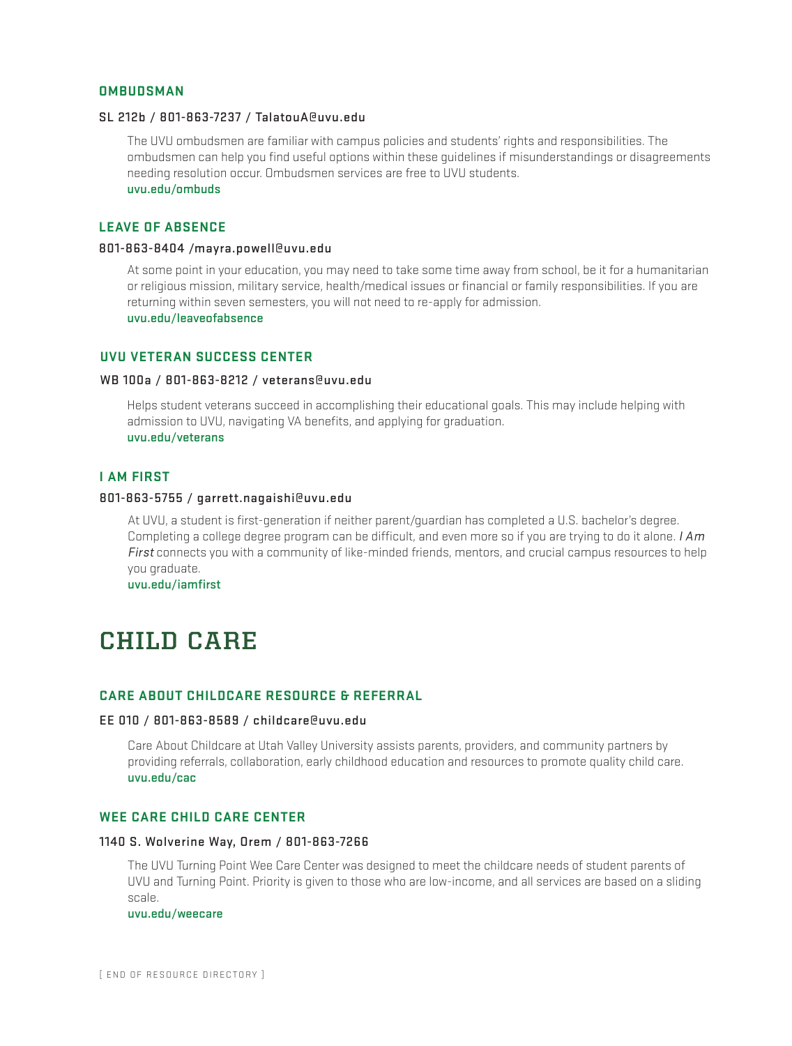### OMBUDSMAN

**SL 212b / 801-863-7237 / TalatouA@uvu.edu**

The UVU ombudsmen are familiar with campus policies and students' rights and responsibilities. The ombudsmen can help you find useful options within these guidelines if misunderstandings or disagreements needing resolution occur. Ombudsmen services are free to UVU students.
uvu.edu/ombuds

### LEAVE OF ABSENCE

**801-863-8404 /mayra.powell@uvu.edu**

At some point in your education, you may need to take some time away from school, be it for a humanitarian or religious mission, military service, health/medical issues or financial or family responsibilities. If you are returning within seven semesters, you will not need to re-apply for admission.
uvu.edu/leaveofabsence

### UVU VETERAN SUCCESS CENTER

**WB 100a / 801-863-8212 / veterans@uvu.edu**

Helps student veterans succeed in accomplishing their educational goals. This may include helping with admission to UVU, navigating VA benefits, and applying for graduation.
uvu.edu/veterans

### I AM FIRST

**801-863-5755 / garrett.nagaishi@uvu.edu**

At UVU, a student is first-generation if neither parent/guardian has completed a U.S. bachelor's degree. Completing a college degree program can be difficult, and even more so if you are trying to do it alone. *I Am First* connects you with a community of like-minded friends, mentors, and crucial campus resources to help you graduate.
uvu.edu/iamfirst

# CHILD CARE

### CARE ABOUT CHILDCARE RESOURCE & REFERRAL

**EE 010 / 801-863-8589 / childcare@uvu.edu**

Care About Childcare at Utah Valley University assists parents, providers, and community partners by providing referrals, collaboration, early childhood education and resources to promote quality child care.
uvu.edu/cac

### WEE CARE CHILD CARE CENTER

**1140 S. Wolverine Way, Orem / 801-863-7266**

The UVU Turning Point Wee Care Center was designed to meet the childcare needs of student parents of UVU and Turning Point. Priority is given to those who are low-income, and all services are based on a sliding scale.
uvu.edu/weecare

[ END OF RESOURCE DIRECTORY ]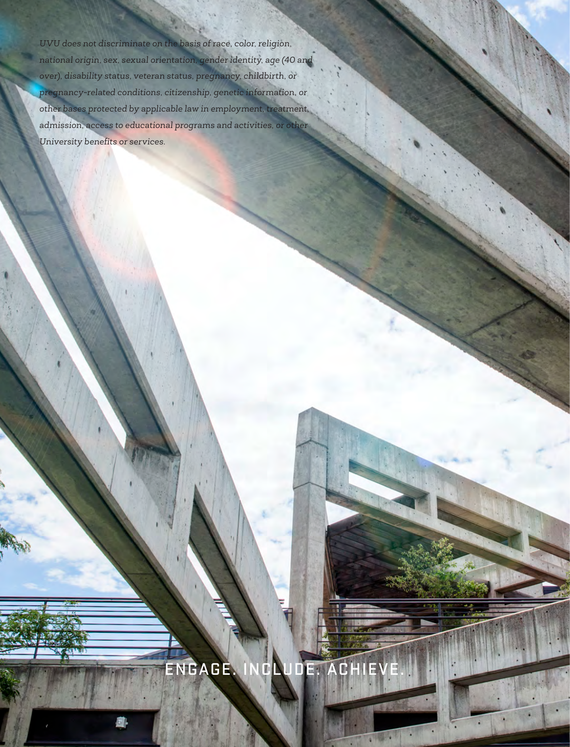*UVU does not discriminate on the basis of race, color, religion, national origin, sex, sexual orientation, gender identity, age (40 and over), disability status, veteran status, pregnancy, childbirth, or pregnancy-related conditions, citizenship, genetic information, or other bases protected by applicable law in employment, treatment, admission, access to educational programs and activities, or other University benefits or services.*

ENGAGE. INCLUDE. ACHIEVE.